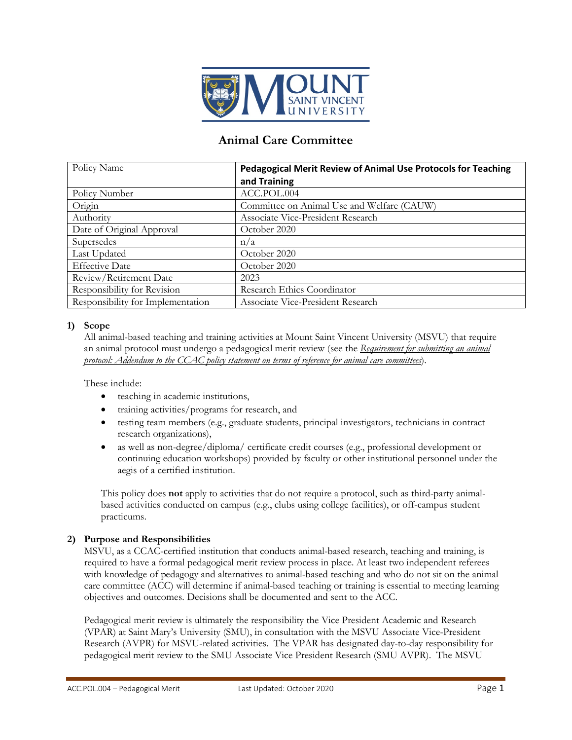# Animal Care Committee

| Policy Name | **Pedagogical Merit Review of Animal Use Protocols for Teaching and Training** |
|---|---|
| Policy Number | ACC.POL.004 |
| Origin | Committee on Animal Use and Welfare (CAUW) |
| Authority | Associate Vice-President Research |
| Date of Original Approval | October 2020 |
| Supersedes | n/a |
| Last Updated | October 2020 |
| Effective Date | October 2020 |
| Review/Retirement Date | 2023 |
| Responsibility for Revision | Research Ethics Coordinator |
| Responsibility for Implementation | Associate Vice-President Research |

## 1) Scope

All animal-based teaching and training activities at Mount Saint Vincent University (MSVU) that require an animal protocol must undergo a pedagogical merit review (see the *Requirement for submitting an animal protocol: Addendum to the CCAC policy statement on terms of reference for animal care committees*).

These include:

- teaching in academic institutions,
- training activities/programs for research, and
- testing team members (e.g., graduate students, principal investigators, technicians in contract research organizations),
- as well as non-degree/diploma/ certificate credit courses (e.g., professional development or continuing education workshops) provided by faculty or other institutional personnel under the aegis of a certified institution.

This policy does **not** apply to activities that do not require a protocol, such as third-party animal-based activities conducted on campus (e.g., clubs using college facilities), or off-campus student practicums.

## 2) Purpose and Responsibilities

MSVU, as a CCAC-certified institution that conducts animal-based research, teaching and training, is required to have a formal pedagogical merit review process in place. At least two independent referees with knowledge of pedagogy and alternatives to animal-based teaching and who do not sit on the animal care committee (ACC) will determine if animal-based teaching or training is essential to meeting learning objectives and outcomes. Decisions shall be documented and sent to the ACC.

Pedagogical merit review is ultimately the responsibility the Vice President Academic and Research (VPAR) at Saint Mary's University (SMU), in consultation with the MSVU Associate Vice-President Research (AVPR) for MSVU-related activities. The VPAR has designated day-to-day responsibility for pedagogical merit review to the SMU Associate Vice President Research (SMU AVPR). The MSVU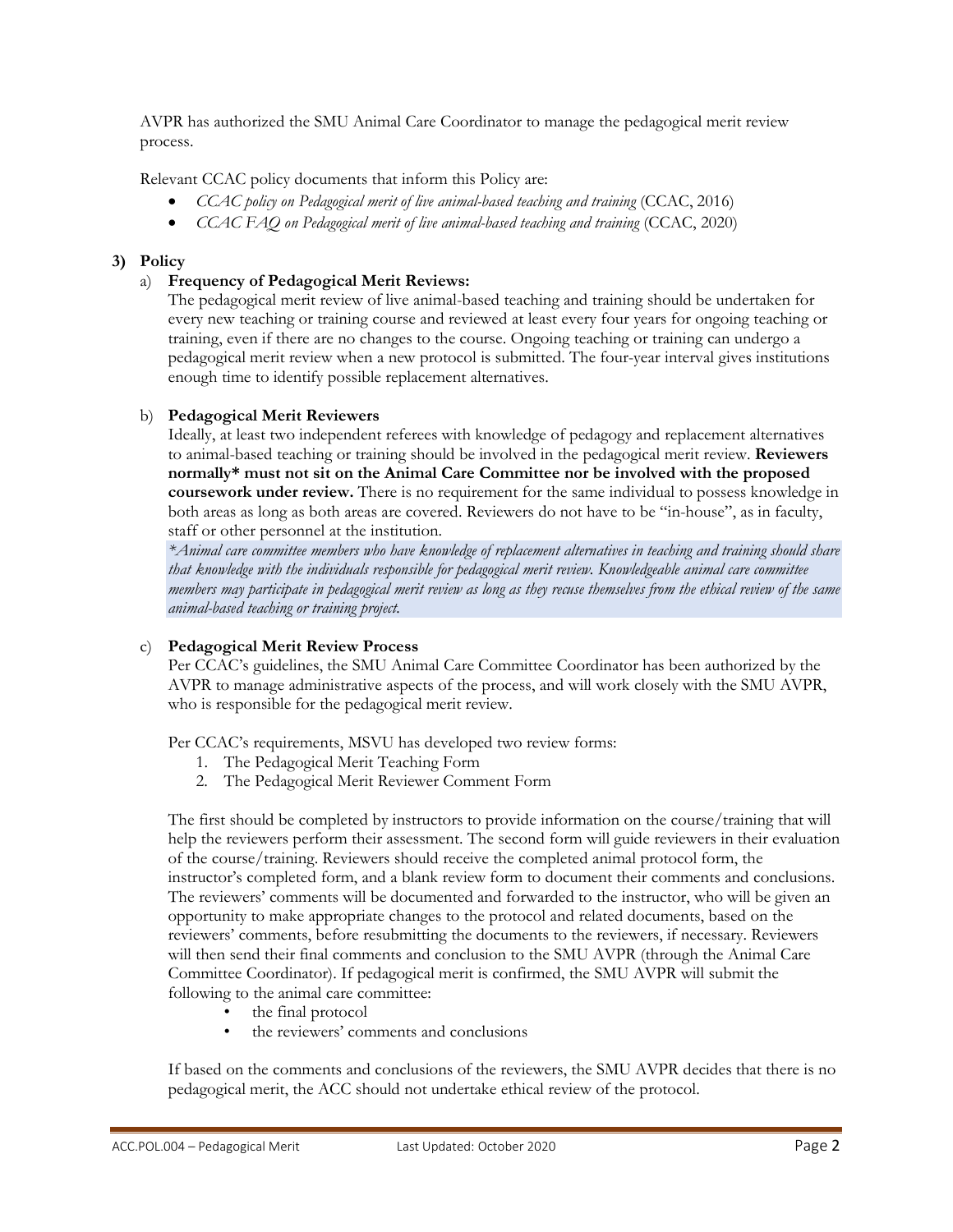AVPR has authorized the SMU Animal Care Coordinator to manage the pedagogical merit review process.

Relevant CCAC policy documents that inform this Policy are:

- *CCAC policy on Pedagogical merit of live animal-based teaching and training* (CCAC, 2016)
- *CCAC FAQ on Pedagogical merit of live animal-based teaching and training* (CCAC, 2020)

## 3) Policy

### a) Frequency of Pedagogical Merit Reviews:

The pedagogical merit review of live animal-based teaching and training should be undertaken for every new teaching or training course and reviewed at least every four years for ongoing teaching or training, even if there are no changes to the course. Ongoing teaching or training can undergo a pedagogical merit review when a new protocol is submitted. The four-year interval gives institutions enough time to identify possible replacement alternatives.

### b) Pedagogical Merit Reviewers

Ideally, at least two independent referees with knowledge of pedagogy and replacement alternatives to animal-based teaching or training should be involved in the pedagogical merit review. **Reviewers normally* must not sit on the Animal Care Committee nor be involved with the proposed coursework under review.** There is no requirement for the same individual to possess knowledge in both areas as long as both areas are covered. Reviewers do not have to be "in-house", as in faculty, staff or other personnel at the institution.

*\*Animal care committee members who have knowledge of replacement alternatives in teaching and training should share that knowledge with the individuals responsible for pedagogical merit review. Knowledgeable animal care committee members may participate in pedagogical merit review as long as they recuse themselves from the ethical review of the same animal-based teaching or training project.*

### c) Pedagogical Merit Review Process

Per CCAC's guidelines, the SMU Animal Care Committee Coordinator has been authorized by the AVPR to manage administrative aspects of the process, and will work closely with the SMU AVPR, who is responsible for the pedagogical merit review.

Per CCAC's requirements, MSVU has developed two review forms:

1. The Pedagogical Merit Teaching Form
2. The Pedagogical Merit Reviewer Comment Form

The first should be completed by instructors to provide information on the course/training that will help the reviewers perform their assessment. The second form will guide reviewers in their evaluation of the course/training. Reviewers should receive the completed animal protocol form, the instructor's completed form, and a blank review form to document their comments and conclusions. The reviewers' comments will be documented and forwarded to the instructor, who will be given an opportunity to make appropriate changes to the protocol and related documents, based on the reviewers' comments, before resubmitting the documents to the reviewers, if necessary. Reviewers will then send their final comments and conclusion to the SMU AVPR (through the Animal Care Committee Coordinator). If pedagogical merit is confirmed, the SMU AVPR will submit the following to the animal care committee:

- the final protocol
- the reviewers' comments and conclusions

If based on the comments and conclusions of the reviewers, the SMU AVPR decides that there is no pedagogical merit, the ACC should not undertake ethical review of the protocol.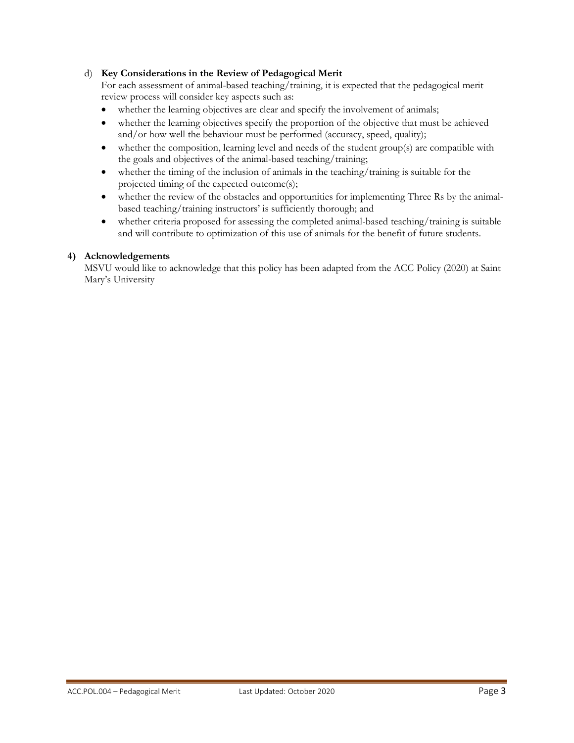d) **Key Considerations in the Review of Pedagogical Merit**

For each assessment of animal-based teaching/training, it is expected that the pedagogical merit review process will consider key aspects such as:

- whether the learning objectives are clear and specify the involvement of animals;
- whether the learning objectives specify the proportion of the objective that must be achieved and/or how well the behaviour must be performed (accuracy, speed, quality);
- whether the composition, learning level and needs of the student group(s) are compatible with the goals and objectives of the animal-based teaching/training;
- whether the timing of the inclusion of animals in the teaching/training is suitable for the projected timing of the expected outcome(s);
- whether the review of the obstacles and opportunities for implementing Three Rs by the animal-based teaching/training instructors' is sufficiently thorough; and
- whether criteria proposed for assessing the completed animal-based teaching/training is suitable and will contribute to optimization of this use of animals for the benefit of future students.

## 4) Acknowledgements

MSVU would like to acknowledge that this policy has been adapted from the ACC Policy (2020) at Saint Mary's University